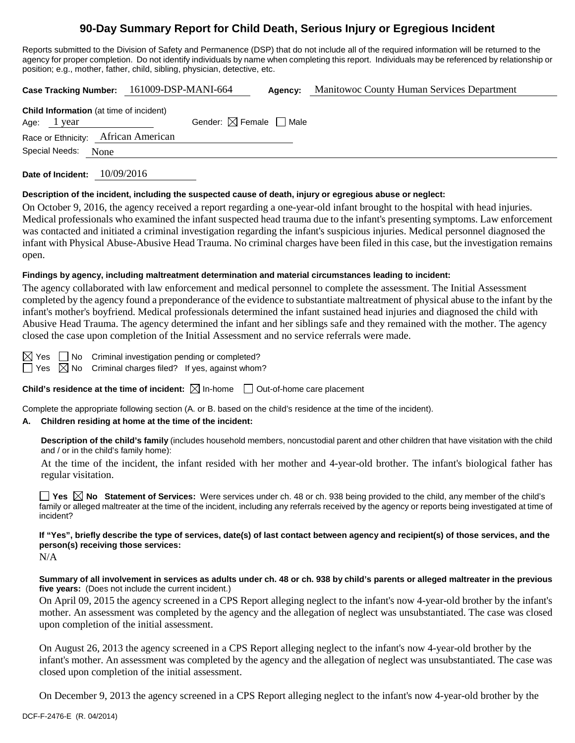# 90-Day Summary Report for Child Death, Serious Injury or Egregious Incident

Reports submitted to the Division of Safety and Permanence (DSP) that do not include all of the required information will be returned to the agency for proper completion. Do not identify individuals by name when completing this report. Individuals may be referenced by relationship or position; e.g., mother, father, child, sibling, physician, detective, etc.

**Case Tracking Number:** 161009-DSP-MANI-664 **Agency:** Manitowoc County Human Services Department

**Child Information** (at time of incident)

Age: 1 year Gender: ☒ Female ☐ Male

Race or Ethnicity: African American

Special Needs: None

**Date of Incident:** 10/09/2016

**Description of the incident, including the suspected cause of death, injury or egregious abuse or neglect:**

On October 9, 2016, the agency received a report regarding a one-year-old infant brought to the hospital with head injuries. Medical professionals who examined the infant suspected head trauma due to the infant's presenting symptoms. Law enforcement was contacted and initiated a criminal investigation regarding the infant's suspicious injuries. Medical personnel diagnosed the infant with Physical Abuse-Abusive Head Trauma. No criminal charges have been filed in this case, but the investigation remains open.

**Findings by agency, including maltreatment determination and material circumstances leading to incident:**

The agency collaborated with law enforcement and medical personnel to complete the assessment. The Initial Assessment completed by the agency found a preponderance of the evidence to substantiate maltreatment of physical abuse to the infant by the infant's mother's boyfriend. Medical professionals determined the infant sustained head injuries and diagnosed the child with Abusive Head Trauma. The agency determined the infant and her siblings safe and they remained with the mother. The agency closed the case upon completion of the Initial Assessment and no service referrals were made.

☒ Yes ☐ No Criminal investigation pending or completed?

☐ Yes ☒ No Criminal charges filed? If yes, against whom?

**Child's residence at the time of incident:** ☒ In-home ☐ Out-of-home care placement

Complete the appropriate following section (A. or B. based on the child's residence at the time of the incident).

**A. Children residing at home at the time of the incident:**

**Description of the child's family** (includes household members, noncustodial parent and other children that have visitation with the child and / or in the child's family home):

At the time of the incident, the infant resided with her mother and 4-year-old brother. The infant's biological father has regular visitation.

☐ **Yes** ☒ **No Statement of Services:** Were services under ch. 48 or ch. 938 being provided to the child, any member of the child's family or alleged maltreater at the time of the incident, including any referrals received by the agency or reports being investigated at time of incident?

**If "Yes", briefly describe the type of services, date(s) of last contact between agency and recipient(s) of those services, and the person(s) receiving those services:**

N/A

**Summary of all involvement in services as adults under ch. 48 or ch. 938 by child's parents or alleged maltreater in the previous five years:** (Does not include the current incident.)

On April 09, 2015 the agency screened in a CPS Report alleging neglect to the infant's now 4-year-old brother by the infant's mother. An assessment was completed by the agency and the allegation of neglect was unsubstantiated. The case was closed upon completion of the initial assessment.

On August 26, 2013 the agency screened in a CPS Report alleging neglect to the infant's now 4-year-old brother by the infant's mother. An assessment was completed by the agency and the allegation of neglect was unsubstantiated. The case was closed upon completion of the initial assessment.

On December 9, 2013 the agency screened in a CPS Report alleging neglect to the infant's now 4-year-old brother by the

DCF-F-2476-E (R. 04/2014)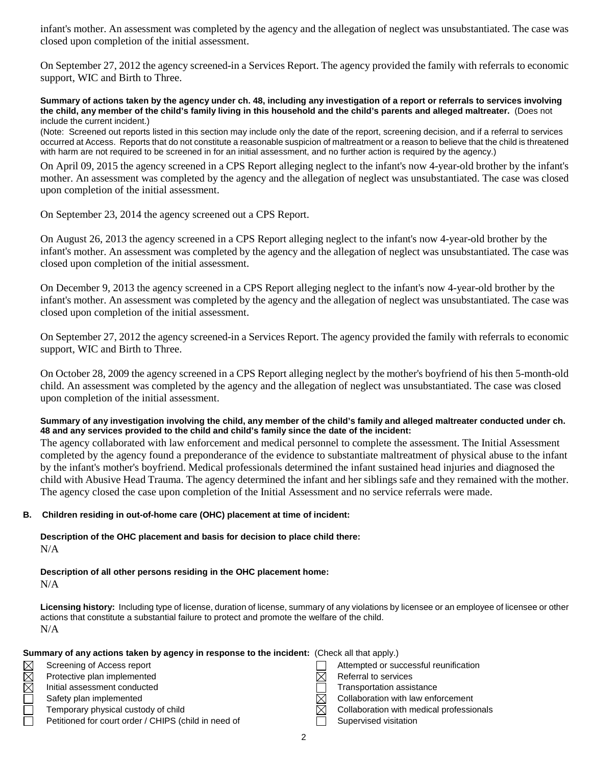infant's mother. An assessment was completed by the agency and the allegation of neglect was unsubstantiated. The case was closed upon completion of the initial assessment.

On September 27, 2012 the agency screened-in a Services Report. The agency provided the family with referrals to economic support, WIC and Birth to Three.

**Summary of actions taken by the agency under ch. 48, including any investigation of a report or referrals to services involving the child, any member of the child's family living in this household and the child's parents and alleged maltreater.** (Does not include the current incident.)

(Note: Screened out reports listed in this section may include only the date of the report, screening decision, and if a referral to services occurred at Access. Reports that do not constitute a reasonable suspicion of maltreatment or a reason to believe that the child is threatened with harm are not required to be screened in for an initial assessment, and no further action is required by the agency.)

On April 09, 2015 the agency screened in a CPS Report alleging neglect to the infant's now 4-year-old brother by the infant's mother. An assessment was completed by the agency and the allegation of neglect was unsubstantiated. The case was closed upon completion of the initial assessment.

On September 23, 2014 the agency screened out a CPS Report.

On August 26, 2013 the agency screened in a CPS Report alleging neglect to the infant's now 4-year-old brother by the infant's mother. An assessment was completed by the agency and the allegation of neglect was unsubstantiated. The case was closed upon completion of the initial assessment.

On December 9, 2013 the agency screened in a CPS Report alleging neglect to the infant's now 4-year-old brother by the infant's mother. An assessment was completed by the agency and the allegation of neglect was unsubstantiated. The case was closed upon completion of the initial assessment.

On September 27, 2012 the agency screened-in a Services Report. The agency provided the family with referrals to economic support, WIC and Birth to Three.

On October 28, 2009 the agency screened in a CPS Report alleging neglect by the mother's boyfriend of his then 5-month-old child. An assessment was completed by the agency and the allegation of neglect was unsubstantiated. The case was closed upon completion of the initial assessment.

**Summary of any investigation involving the child, any member of the child's family and alleged maltreater conducted under ch. 48 and any services provided to the child and child's family since the date of the incident:**

The agency collaborated with law enforcement and medical personnel to complete the assessment. The Initial Assessment completed by the agency found a preponderance of the evidence to substantiate maltreatment of physical abuse to the infant by the infant's mother's boyfriend. Medical professionals determined the infant sustained head injuries and diagnosed the child with Abusive Head Trauma. The agency determined the infant and her siblings safe and they remained with the mother. The agency closed the case upon completion of the Initial Assessment and no service referrals were made.

**B. Children residing in out-of-home care (OHC) placement at time of incident:**

**Description of the OHC placement and basis for decision to place child there:**

N/A

**Description of all other persons residing in the OHC placement home:**

N/A

**Licensing history:** Including type of license, duration of license, summary of any violations by licensee or an employee of licensee or other actions that constitute a substantial failure to protect and promote the welfare of the child.

N/A

**Summary of any actions taken by agency in response to the incident:** (Check all that apply.)

- [x] Screening of Access report
- [x] Protective plan implemented
- [x] Initial assessment conducted
- [ ] Safety plan implemented
- [ ] Temporary physical custody of child
- [ ] Petitioned for court order / CHIPS (child in need of
- [ ] Attempted or successful reunification
- [x] Referral to services
- [ ] Transportation assistance
- [x] Collaboration with law enforcement
- [x] Collaboration with medical professionals
- [ ] Supervised visitation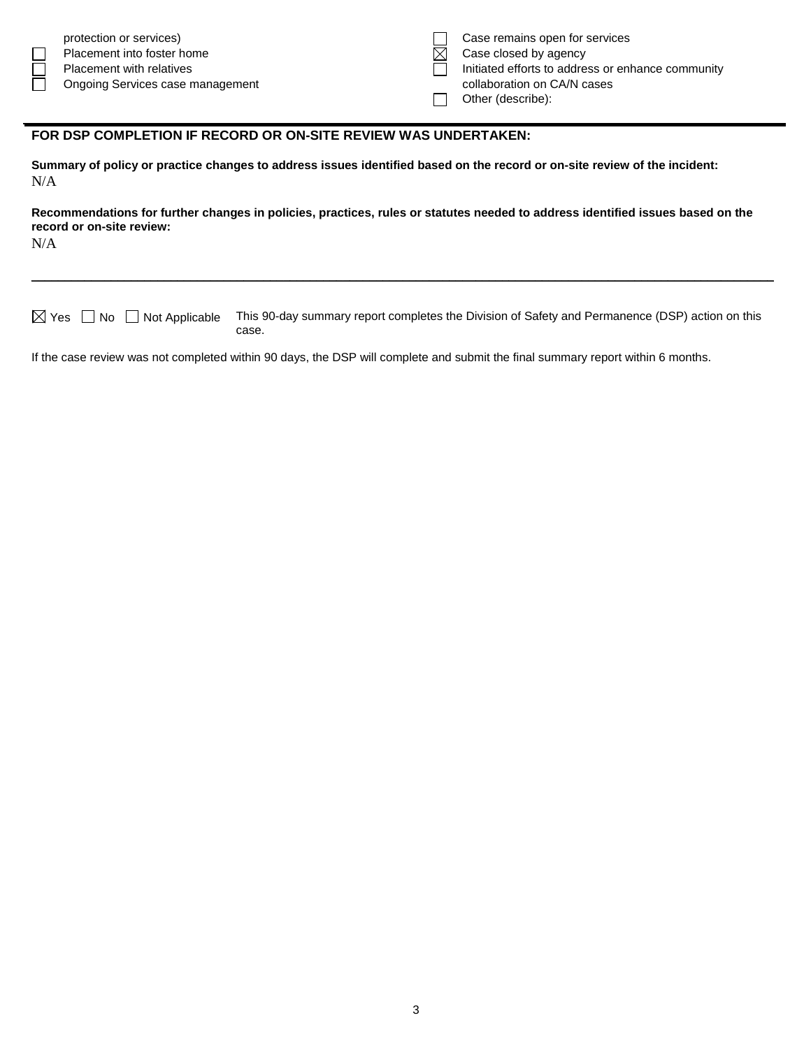protection or services)
- ☐ Placement into foster home
- ☐ Placement with relatives
- ☐ Ongoing Services case management

- ☐ Case remains open for services
- ☒ Case closed by agency
- ☐ Initiated efforts to address or enhance community collaboration on CA/N cases
- ☐ Other (describe):

---

**FOR DSP COMPLETION IF RECORD OR ON-SITE REVIEW WAS UNDERTAKEN:**

**Summary of policy or practice changes to address issues identified based on the record or on-site review of the incident:**
N/A

**Recommendations for further changes in policies, practices, rules or statutes needed to address identified issues based on the record or on-site review:**
N/A

---

☒ Yes ☐ No ☐ Not Applicable This 90-day summary report completes the Division of Safety and Permanence (DSP) action on this case.

If the case review was not completed within 90 days, the DSP will complete and submit the final summary report within 6 months.